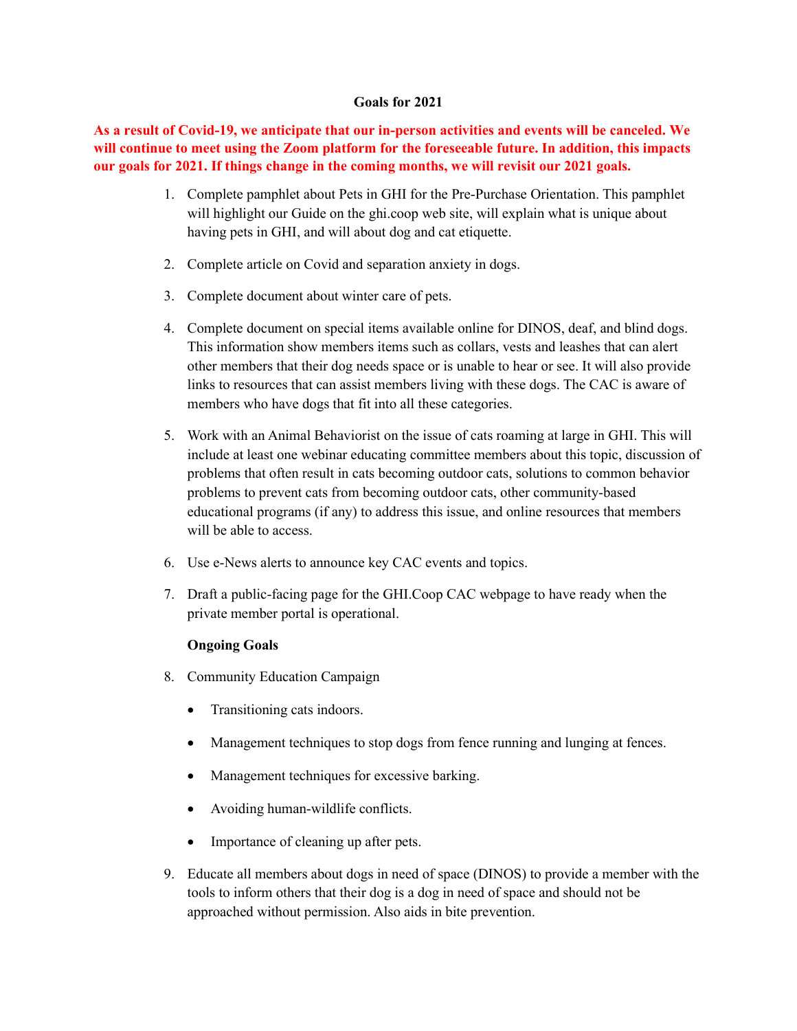# Goals for 2021

**As a result of Covid-19, we anticipate that our in-person activities and events will be canceled. We will continue to meet using the Zoom platform for the foreseeable future. In addition, this impacts our goals for 2021. If things change in the coming months, we will revisit our 2021 goals.**

1. Complete pamphlet about Pets in GHI for the Pre-Purchase Orientation. This pamphlet will highlight our Guide on the ghi.coop web site, will explain what is unique about having pets in GHI, and will about dog and cat etiquette.

2. Complete article on Covid and separation anxiety in dogs.

3. Complete document about winter care of pets.

4. Complete document on special items available online for DINOS, deaf, and blind dogs. This information show members items such as collars, vests and leashes that can alert other members that their dog needs space or is unable to hear or see. It will also provide links to resources that can assist members living with these dogs. The CAC is aware of members who have dogs that fit into all these categories.

5. Work with an Animal Behaviorist on the issue of cats roaming at large in GHI. This will include at least one webinar educating committee members about this topic, discussion of problems that often result in cats becoming outdoor cats, solutions to common behavior problems to prevent cats from becoming outdoor cats, other community-based educational programs (if any) to address this issue, and online resources that members will be able to access.

6. Use e-News alerts to announce key CAC events and topics.

7. Draft a public-facing page for the GHI.Coop CAC webpage to have ready when the private member portal is operational.

**Ongoing Goals**

8. Community Education Campaign

   - Transitioning cats indoors.
   - Management techniques to stop dogs from fence running and lunging at fences.
   - Management techniques for excessive barking.
   - Avoiding human-wildlife conflicts.
   - Importance of cleaning up after pets.

9. Educate all members about dogs in need of space (DINOS) to provide a member with the tools to inform others that their dog is a dog in need of space and should not be approached without permission. Also aids in bite prevention.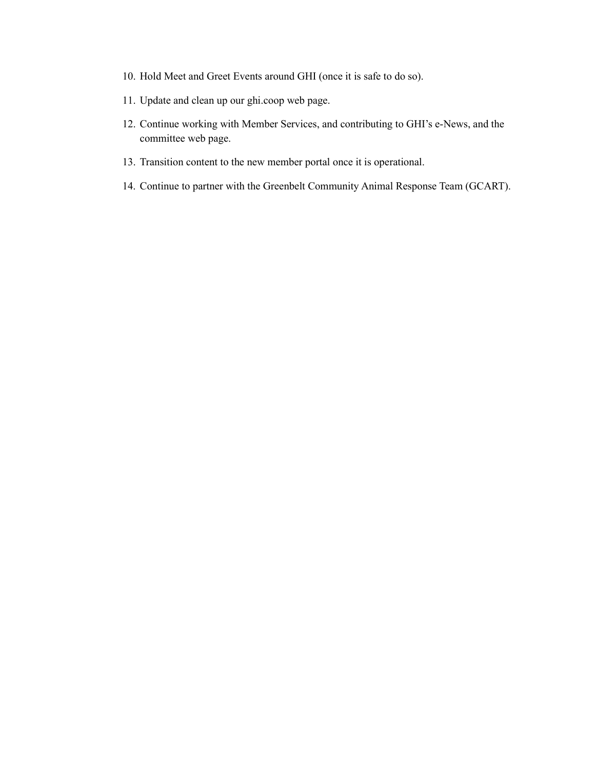10. Hold Meet and Greet Events around GHI (once it is safe to do so).
11. Update and clean up our ghi.coop web page.
12. Continue working with Member Services, and contributing to GHI's e-News, and the committee web page.
13. Transition content to the new member portal once it is operational.
14. Continue to partner with the Greenbelt Community Animal Response Team (GCART).